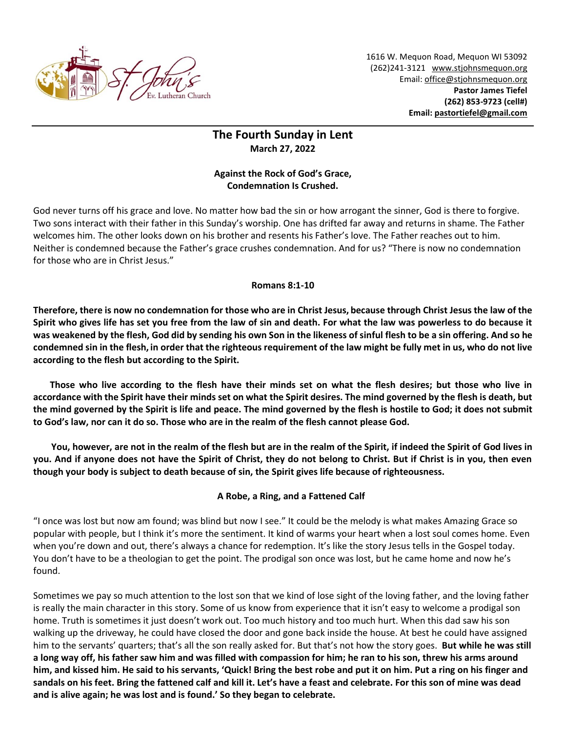St. John's Ev. Lutheran Church

1616 W. Mequon Road, Mequon WI 53092
(262)241-3121 www.stjohnsmequon.org
Email: office@stjohnsmequon.org
**Pastor James Tiefel**
**(262) 853-9723 (cell#)**
**Email: pastortiefel@gmail.com**

---

## The Fourth Sunday in Lent

**March 27, 2022**

### Against the Rock of God's Grace, Condemnation Is Crushed.

God never turns off his grace and love. No matter how bad the sin or how arrogant the sinner, God is there to forgive. Two sons interact with their father in this Sunday's worship. One has drifted far away and returns in shame. The Father welcomes him. The other looks down on his brother and resents his Father's love. The Father reaches out to him. Neither is condemned because the Father's grace crushes condemnation. And for us? "There is now no condemnation for those who are in Christ Jesus."

### Romans 8:1-10

**Therefore, there is now no condemnation for those who are in Christ Jesus, because through Christ Jesus the law of the Spirit who gives life has set you free from the law of sin and death. For what the law was powerless to do because it was weakened by the flesh, God did by sending his own Son in the likeness of sinful flesh to be a sin offering. And so he condemned sin in the flesh, in order that the righteous requirement of the law might be fully met in us, who do not live according to the flesh but according to the Spirit.**

**Those who live according to the flesh have their minds set on what the flesh desires; but those who live in accordance with the Spirit have their minds set on what the Spirit desires. The mind governed by the flesh is death, but the mind governed by the Spirit is life and peace. The mind governed by the flesh is hostile to God; it does not submit to God's law, nor can it do so. Those who are in the realm of the flesh cannot please God.**

**You, however, are not in the realm of the flesh but are in the realm of the Spirit, if indeed the Spirit of God lives in you. And if anyone does not have the Spirit of Christ, they do not belong to Christ. But if Christ is in you, then even though your body is subject to death because of sin, the Spirit gives life because of righteousness.**

### A Robe, a Ring, and a Fattened Calf

"I once was lost but now am found; was blind but now I see." It could be the melody is what makes Amazing Grace so popular with people, but I think it's more the sentiment. It kind of warms your heart when a lost soul comes home. Even when you're down and out, there's always a chance for redemption. It's like the story Jesus tells in the Gospel today. You don't have to be a theologian to get the point. The prodigal son once was lost, but he came home and now he's found.

Sometimes we pay so much attention to the lost son that we kind of lose sight of the loving father, and the loving father is really the main character in this story. Some of us know from experience that it isn't easy to welcome a prodigal son home. Truth is sometimes it just doesn't work out. Too much history and too much hurt. When this dad saw his son walking up the driveway, he could have closed the door and gone back inside the house. At best he could have assigned him to the servants' quarters; that's all the son really asked for. But that's not how the story goes. **But while he was still a long way off, his father saw him and was filled with compassion for him; he ran to his son, threw his arms around him, and kissed him. He said to his servants, 'Quick! Bring the best robe and put it on him. Put a ring on his finger and sandals on his feet. Bring the fattened calf and kill it. Let's have a feast and celebrate. For this son of mine was dead and is alive again; he was lost and is found.' So they began to celebrate.**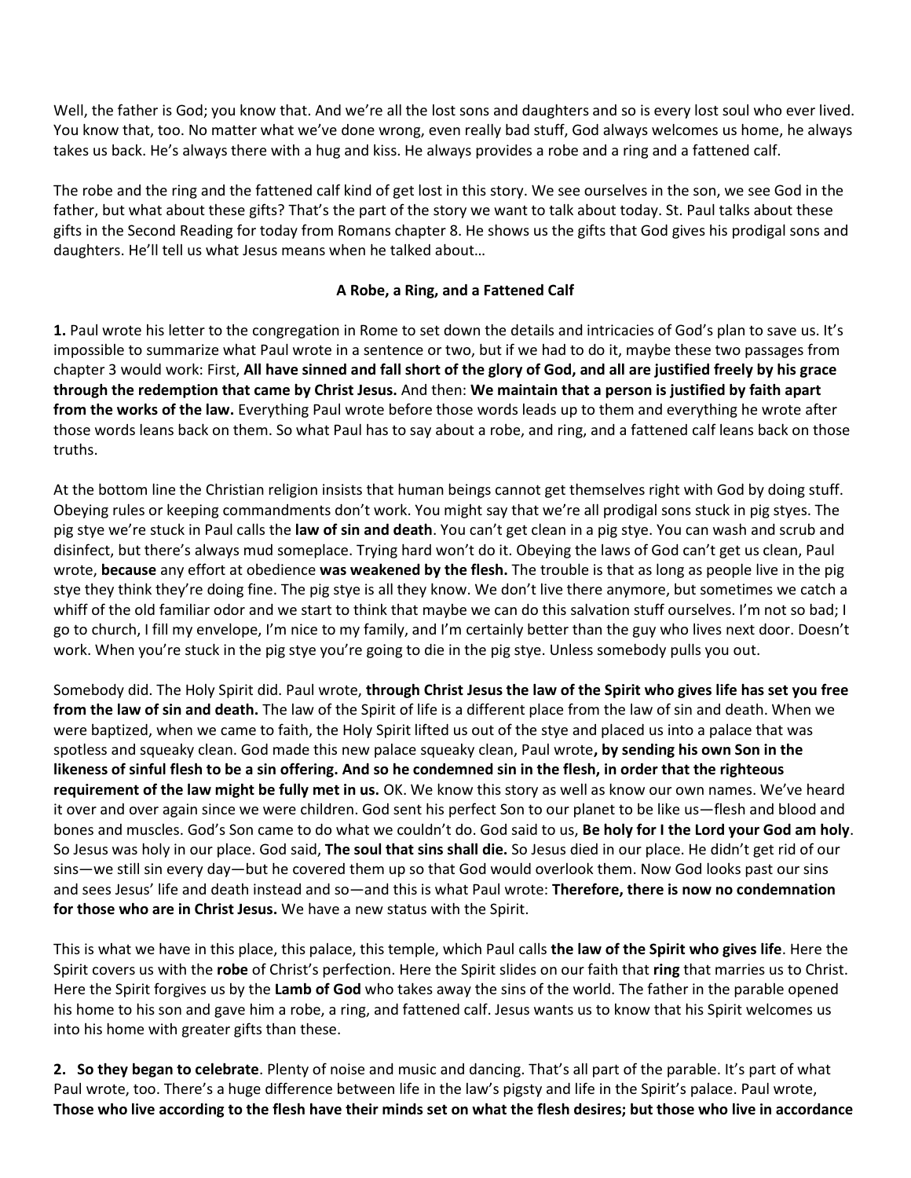Well, the father is God; you know that. And we're all the lost sons and daughters and so is every lost soul who ever lived. You know that, too. No matter what we've done wrong, even really bad stuff, God always welcomes us home, he always takes us back. He's always there with a hug and kiss. He always provides a robe and a ring and a fattened calf.

The robe and the ring and the fattened calf kind of get lost in this story. We see ourselves in the son, we see God in the father, but what about these gifts? That's the part of the story we want to talk about today. St. Paul talks about these gifts in the Second Reading for today from Romans chapter 8. He shows us the gifts that God gives his prodigal sons and daughters. He'll tell us what Jesus means when he talked about…

**A Robe, a Ring, and a Fattened Calf**

**1.** Paul wrote his letter to the congregation in Rome to set down the details and intricacies of God's plan to save us. It's impossible to summarize what Paul wrote in a sentence or two, but if we had to do it, maybe these two passages from chapter 3 would work: First, **All have sinned and fall short of the glory of God, and all are justified freely by his grace through the redemption that came by Christ Jesus.** And then: **We maintain that a person is justified by faith apart from the works of the law.** Everything Paul wrote before those words leads up to them and everything he wrote after those words leans back on them. So what Paul has to say about a robe, and ring, and a fattened calf leans back on those truths.

At the bottom line the Christian religion insists that human beings cannot get themselves right with God by doing stuff. Obeying rules or keeping commandments don't work. You might say that we're all prodigal sons stuck in pig styes. The pig stye we're stuck in Paul calls the **law of sin and death**. You can't get clean in a pig stye. You can wash and scrub and disinfect, but there's always mud someplace. Trying hard won't do it. Obeying the laws of God can't get us clean, Paul wrote, **because** any effort at obedience **was weakened by the flesh.** The trouble is that as long as people live in the pig stye they think they're doing fine. The pig stye is all they know. We don't live there anymore, but sometimes we catch a whiff of the old familiar odor and we start to think that maybe we can do this salvation stuff ourselves. I'm not so bad; I go to church, I fill my envelope, I'm nice to my family, and I'm certainly better than the guy who lives next door. Doesn't work. When you're stuck in the pig stye you're going to die in the pig stye. Unless somebody pulls you out.

Somebody did. The Holy Spirit did. Paul wrote, **through Christ Jesus the law of the Spirit who gives life has set you free from the law of sin and death.** The law of the Spirit of life is a different place from the law of sin and death. When we were baptized, when we came to faith, the Holy Spirit lifted us out of the stye and placed us into a palace that was spotless and squeaky clean. God made this new palace squeaky clean, Paul wrote**, by sending his own Son in the likeness of sinful flesh to be a sin offering. And so he condemned sin in the flesh, in order that the righteous requirement of the law might be fully met in us.** OK. We know this story as well as know our own names. We've heard it over and over again since we were children. God sent his perfect Son to our planet to be like us—flesh and blood and bones and muscles. God's Son came to do what we couldn't do. God said to us, **Be holy for I the Lord your God am holy**. So Jesus was holy in our place. God said, **The soul that sins shall die.** So Jesus died in our place. He didn't get rid of our sins—we still sin every day—but he covered them up so that God would overlook them. Now God looks past our sins and sees Jesus' life and death instead and so—and this is what Paul wrote: **Therefore, there is now no condemnation for those who are in Christ Jesus.** We have a new status with the Spirit.

This is what we have in this place, this palace, this temple, which Paul calls **the law of the Spirit who gives life**. Here the Spirit covers us with the **robe** of Christ's perfection. Here the Spirit slides on our faith that **ring** that marries us to Christ. Here the Spirit forgives us by the **Lamb of God** who takes away the sins of the world. The father in the parable opened his home to his son and gave him a robe, a ring, and fattened calf. Jesus wants us to know that his Spirit welcomes us into his home with greater gifts than these.

**2. So they began to celebrate**. Plenty of noise and music and dancing. That's all part of the parable. It's part of what Paul wrote, too. There's a huge difference between life in the law's pigsty and life in the Spirit's palace. Paul wrote, **Those who live according to the flesh have their minds set on what the flesh desires; but those who live in accordance**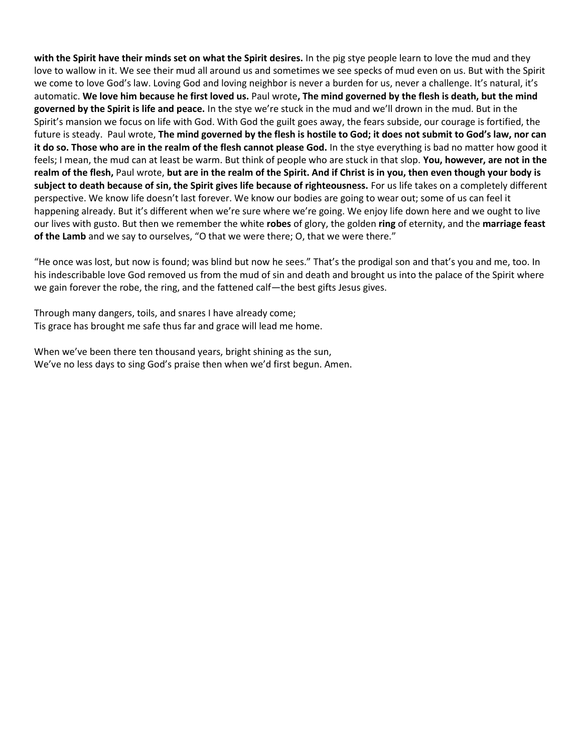**with the Spirit have their minds set on what the Spirit desires.** In the pig stye people learn to love the mud and they love to wallow in it. We see their mud all around us and sometimes we see specks of mud even on us. But with the Spirit we come to love God's law. Loving God and loving neighbor is never a burden for us, never a challenge. It's natural, it's automatic. **We love him because he first loved us.** Paul wrote**, The mind governed by the flesh is death, but the mind governed by the Spirit is life and peace.** In the stye we're stuck in the mud and we'll drown in the mud. But in the Spirit's mansion we focus on life with God. With God the guilt goes away, the fears subside, our courage is fortified, the future is steady. Paul wrote, **The mind governed by the flesh is hostile to God; it does not submit to God's law, nor can it do so. Those who are in the realm of the flesh cannot please God.** In the stye everything is bad no matter how good it feels; I mean, the mud can at least be warm. But think of people who are stuck in that slop. **You, however, are not in the realm of the flesh,** Paul wrote, **but are in the realm of the Spirit. And if Christ is in you, then even though your body is subject to death because of sin, the Spirit gives life because of righteousness.** For us life takes on a completely different perspective. We know life doesn't last forever. We know our bodies are going to wear out; some of us can feel it happening already. But it's different when we're sure where we're going. We enjoy life down here and we ought to live our lives with gusto. But then we remember the white **robes** of glory, the golden **ring** of eternity, and the **marriage feast of the Lamb** and we say to ourselves, "O that we were there; O, that we were there."

"He once was lost, but now is found; was blind but now he sees." That's the prodigal son and that's you and me, too. In his indescribable love God removed us from the mud of sin and death and brought us into the palace of the Spirit where we gain forever the robe, the ring, and the fattened calf—the best gifts Jesus gives.

Through many dangers, toils, and snares I have already come;
Tis grace has brought me safe thus far and grace will lead me home.

When we've been there ten thousand years, bright shining as the sun,
We've no less days to sing God's praise then when we'd first begun. Amen.